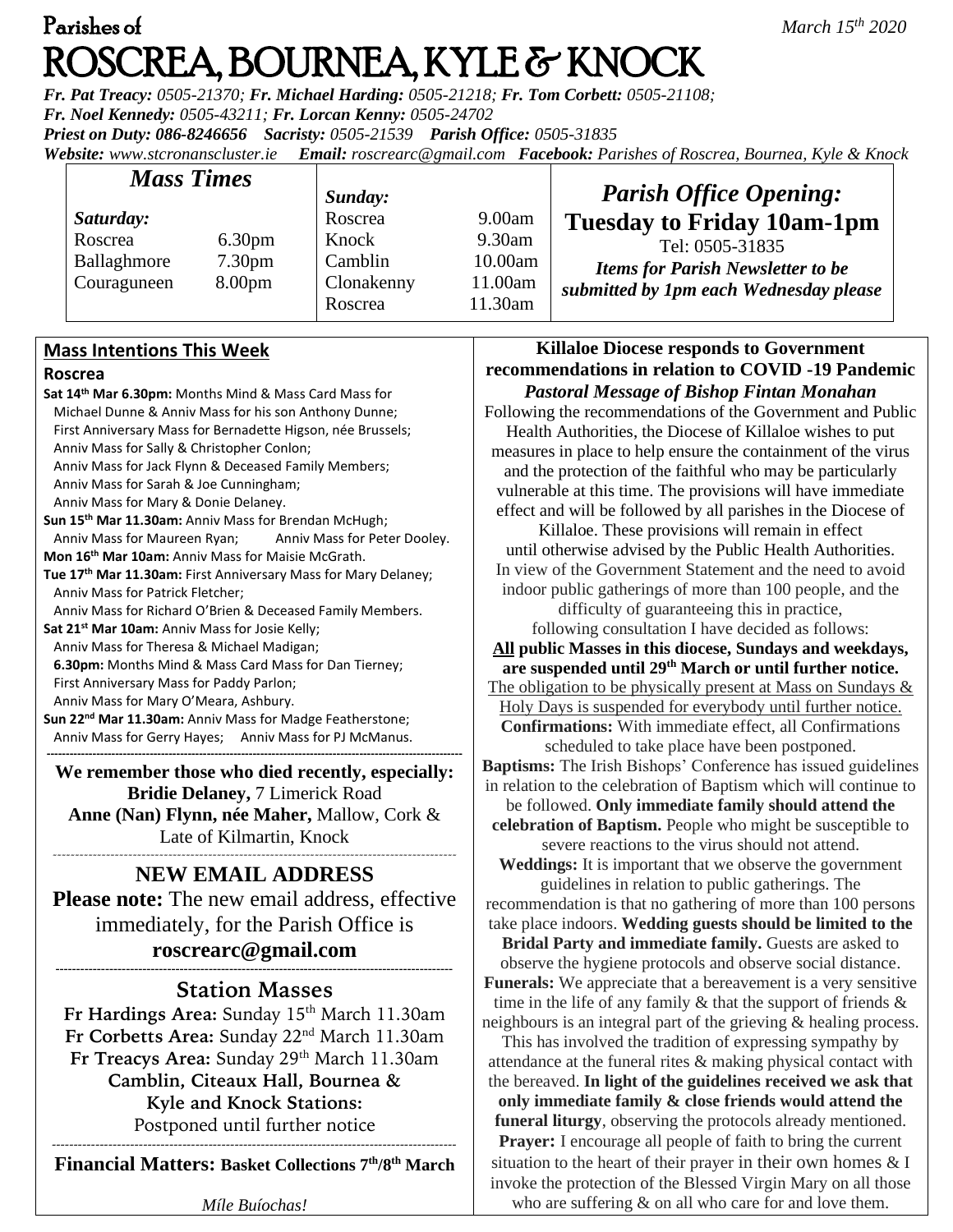Parishes of

# ROSCREA, BOURNEA, KYLE & KNOCK

*March 15th 2020*

***Fr. Pat Treacy:*** *0505-21370;* ***Fr. Michael Harding:*** *0505-21218;* ***Fr. Tom Corbett:*** *0505-21108;*
***Fr. Noel Kennedy:*** *0505-43211;* ***Fr. Lorcan Kenny:*** *0505-24702*
***Priest on Duty:*** *086-8246656* ***Sacristy:*** *0505-21539* ***Parish Office:*** *0505-31835*
***Website:*** *www.stcronanscluster.ie* ***Email:*** *roscrearc@gmail.com* ***Facebook:*** *Parishes of Roscrea, Bournea, Kyle & Knock*

## *Mass Times*

| *Saturday:* | | *Sunday:* | |
|---|---|---|---|
| Roscrea | 6.30pm | Roscrea | 9.00am |
| Ballaghmore | 7.30pm | Knock | 9.30am |
| Couraguneen | 8.00pm | Camblin | 10.00am |
| | | Clonakenny | 11.00am |
| | | Roscrea | 11.30am |

## *Parish Office Opening:*
**Tuesday to Friday 10am-1pm**
Tel: 0505-31835
***Items for Parish Newsletter to be submitted by 1pm each Wednesday please***

## Mass Intentions This Week

**Roscrea**

**Sat 14th Mar 6.30pm:** Months Mind & Mass Card Mass for Michael Dunne & Anniv Mass for his son Anthony Dunne; First Anniversary Mass for Bernadette Higson, née Brussels; Anniv Mass for Sally & Christopher Conlon; Anniv Mass for Jack Flynn & Deceased Family Members; Anniv Mass for Sarah & Joe Cunningham; Anniv Mass for Mary & Donie Delaney.
**Sun 15th Mar 11.30am:** Anniv Mass for Brendan McHugh; Anniv Mass for Maureen Ryan; Anniv Mass for Peter Dooley.
**Mon 16th Mar 10am:** Anniv Mass for Maisie McGrath.
**Tue 17th Mar 11.30am:** First Anniversary Mass for Mary Delaney; Anniv Mass for Patrick Fletcher; Anniv Mass for Richard O'Brien & Deceased Family Members.
**Sat 21st Mar 10am:** Anniv Mass for Josie Kelly; Anniv Mass for Theresa & Michael Madigan;
**6.30pm:** Months Mind & Mass Card Mass for Dan Tierney; First Anniversary Mass for Paddy Parlon; Anniv Mass for Mary O'Meara, Ashbury.
**Sun 22nd Mar 11.30am:** Anniv Mass for Madge Featherstone; Anniv Mass for Gerry Hayes; Anniv Mass for PJ McManus.

**We remember those who died recently, especially:**
**Bridie Delaney,** 7 Limerick Road
**Anne (Nan) Flynn, née Maher,** Mallow, Cork & Late of Kilmartin, Knock

## NEW EMAIL ADDRESS

**Please note:** The new email address, effective immediately, for the Parish Office is **roscrearc@gmail.com**

## Station Masses

**Fr Hardings Area:** Sunday 15th March 11.30am
**Fr Corbetts Area:** Sunday 22nd March 11.30am
**Fr Treacys Area:** Sunday 29th March 11.30am
**Camblin, Citeaux Hall, Bournea & Kyle and Knock Stations:**
Postponed until further notice

**Financial Matters: Basket Collections 7th/8th March**

*Míle Buíochas!*

## Killaloe Diocese responds to Government recommendations in relation to COVID -19 Pandemic

***Pastoral Message of Bishop Fintan Monahan***

Following the recommendations of the Government and Public Health Authorities, the Diocese of Killaloe wishes to put measures in place to help ensure the containment of the virus and the protection of the faithful who may be particularly vulnerable at this time. The provisions will have immediate effect and will be followed by all parishes in the Diocese of Killaloe. These provisions will remain in effect until otherwise advised by the Public Health Authorities.

In view of the Government Statement and the need to avoid indoor public gatherings of more than 100 people, and the difficulty of guaranteeing this in practice, following consultation I have decided as follows:

**All public Masses in this diocese, Sundays and weekdays, are suspended until 29th March or until further notice.**

The obligation to be physically present at Mass on Sundays & Holy Days is suspended for everybody until further notice.

**Confirmations:** With immediate effect, all Confirmations scheduled to take place have been postponed.

**Baptisms:** The Irish Bishops' Conference has issued guidelines in relation to the celebration of Baptism which will continue to be followed. **Only immediate family should attend the celebration of Baptism.** People who might be susceptible to severe reactions to the virus should not attend.

**Weddings:** It is important that we observe the government guidelines in relation to public gatherings. The recommendation is that no gathering of more than 100 persons take place indoors. **Wedding guests should be limited to the Bridal Party and immediate family.** Guests are asked to observe the hygiene protocols and observe social distance.

**Funerals:** We appreciate that a bereavement is a very sensitive time in the life of any family & that the support of friends & neighbours is an integral part of the grieving & healing process. This has involved the tradition of expressing sympathy by attendance at the funeral rites & making physical contact with the bereaved. **In light of the guidelines received we ask that only immediate family & close friends would attend the funeral liturgy**, observing the protocols already mentioned.

**Prayer:** I encourage all people of faith to bring the current situation to the heart of their prayer in their own homes & I invoke the protection of the Blessed Virgin Mary on all those who are suffering & on all who care for and love them.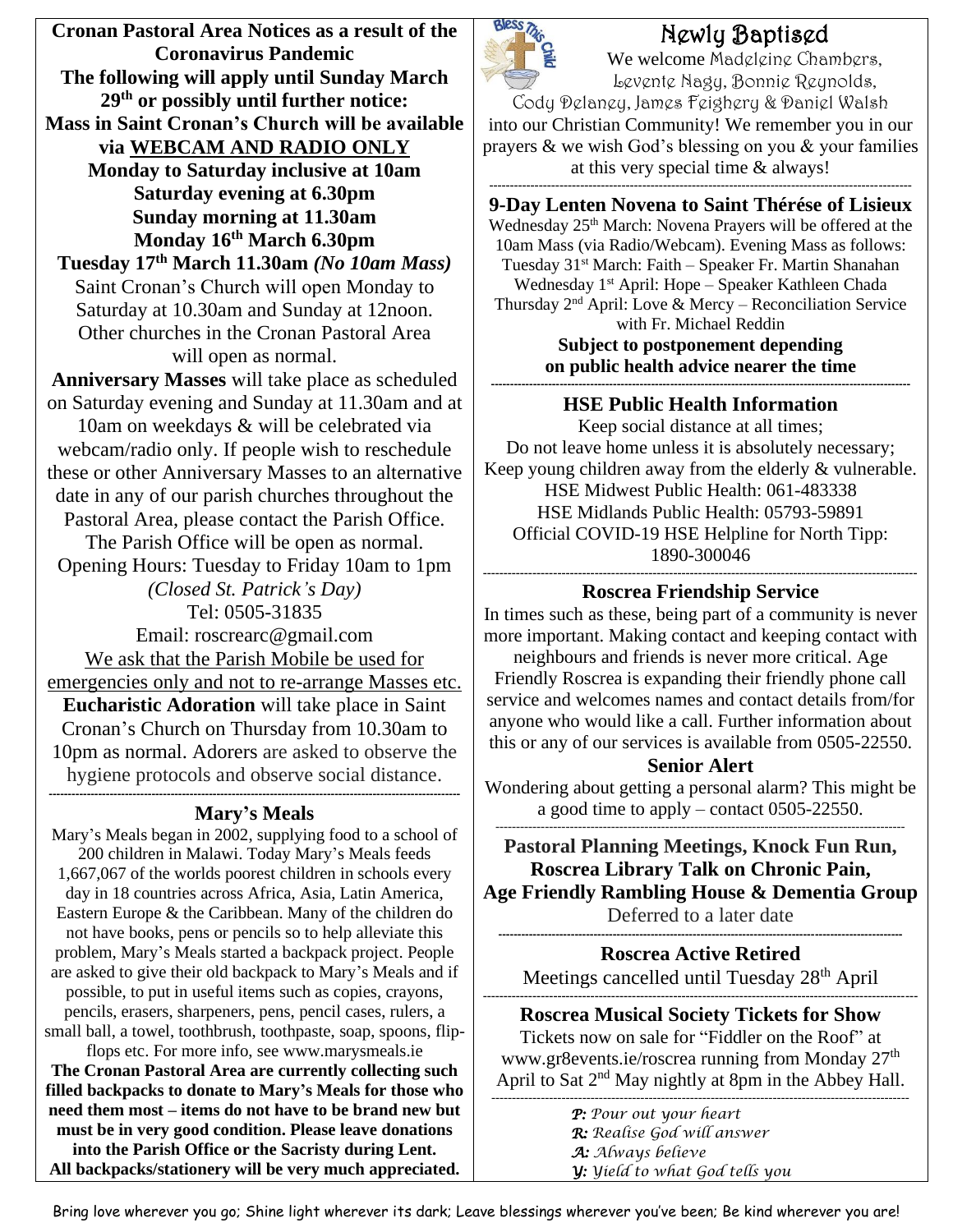**Cronan Pastoral Area Notices as a result of the Coronavirus Pandemic**

**The following will apply until Sunday March 29th or possibly until further notice:**

**Mass in Saint Cronan's Church will be available via WEBCAM AND RADIO ONLY**

**Monday to Saturday inclusive at 10am**
**Saturday evening at 6.30pm**
**Sunday morning at 11.30am**
**Monday 16th March 6.30pm**
**Tuesday 17th March 11.30am *(No 10am Mass)***

Saint Cronan's Church will open Monday to Saturday at 10.30am and Sunday at 12noon. Other churches in the Cronan Pastoral Area will open as normal.

**Anniversary Masses** will take place as scheduled on Saturday evening and Sunday at 11.30am and at 10am on weekdays & will be celebrated via webcam/radio only. If people wish to reschedule these or other Anniversary Masses to an alternative date in any of our parish churches throughout the Pastoral Area, please contact the Parish Office.

The Parish Office will be open as normal.
Opening Hours: Tuesday to Friday 10am to 1pm
*(Closed St. Patrick's Day)*
Tel: 0505-31835
Email: roscrearc@gmail.com

We ask that the Parish Mobile be used for emergencies only and not to re-arrange Masses etc.

**Eucharistic Adoration** will take place in Saint Cronan's Church on Thursday from 10.30am to 10pm as normal. Adorers are asked to observe the hygiene protocols and observe social distance.

---

## Mary's Meals

Mary's Meals began in 2002, supplying food to a school of 200 children in Malawi. Today Mary's Meals feeds 1,667,067 of the worlds poorest children in schools every day in 18 countries across Africa, Asia, Latin America, Eastern Europe & the Caribbean. Many of the children do not have books, pens or pencils so to help alleviate this problem, Mary's Meals started a backpack project. People are asked to give their old backpack to Mary's Meals and if possible, to put in useful items such as copies, crayons, pencils, erasers, sharpeners, pens, pencil cases, rulers, a small ball, a towel, toothbrush, toothpaste, soap, spoons, flip-flops etc. For more info, see www.marysmeals.ie

**The Cronan Pastoral Area are currently collecting such filled backpacks to donate to Mary's Meals for those who need them most – items do not have to be brand new but must be in very good condition. Please leave donations into the Parish Office or the Sacristy during Lent. All backpacks/stationery will be very much appreciated.**

---

## Newly Baptised

We welcome Madeleine Chambers, Levente Nagy, Bonnie Reynolds, Cody Delaney, James Feighery & Daniel Walsh into our Christian Community! We remember you in our prayers & we wish God's blessing on you & your families at this very special time & always!

---

## 9-Day Lenten Novena to Saint Thérése of Lisieux

Wednesday 25th March: Novena Prayers will be offered at the 10am Mass (via Radio/Webcam). Evening Mass as follows:
Tuesday 31st March: Faith – Speaker Fr. Martin Shanahan
Wednesday 1st April: Hope – Speaker Kathleen Chada
Thursday 2nd April: Love & Mercy – Reconciliation Service with Fr. Michael Reddin

**Subject to postponement depending on public health advice nearer the time**

---

## HSE Public Health Information

Keep social distance at all times;
Do not leave home unless it is absolutely necessary;
Keep young children away from the elderly & vulnerable.
HSE Midwest Public Health: 061-483338
HSE Midlands Public Health: 05793-59891
Official COVID-19 HSE Helpline for North Tipp: 1890-300046

---

## Roscrea Friendship Service

In times such as these, being part of a community is never more important. Making contact and keeping contact with neighbours and friends is never more critical. Age Friendly Roscrea is expanding their friendly phone call service and welcomes names and contact details from/for anyone who would like a call. Further information about this or any of our services is available from 0505-22550.

### Senior Alert

Wondering about getting a personal alarm? This might be a good time to apply – contact 0505-22550.

---

## Pastoral Planning Meetings, Knock Fun Run, Roscrea Library Talk on Chronic Pain, Age Friendly Rambling House & Dementia Group

Deferred to a later date

---

## Roscrea Active Retired

Meetings cancelled until Tuesday 28th April

---

## Roscrea Musical Society Tickets for Show

Tickets now on sale for "Fiddler on the Roof" at www.gr8events.ie/roscrea running from Monday 27th April to Sat 2nd May nightly at 8pm in the Abbey Hall.

---

*P: Pour out your heart*
*R: Realise God will answer*
*A: Always believe*
*Y: Yield to what God tells you*

Bring love wherever you go; Shine light wherever its dark; Leave blessings wherever you've been; Be kind wherever you are!